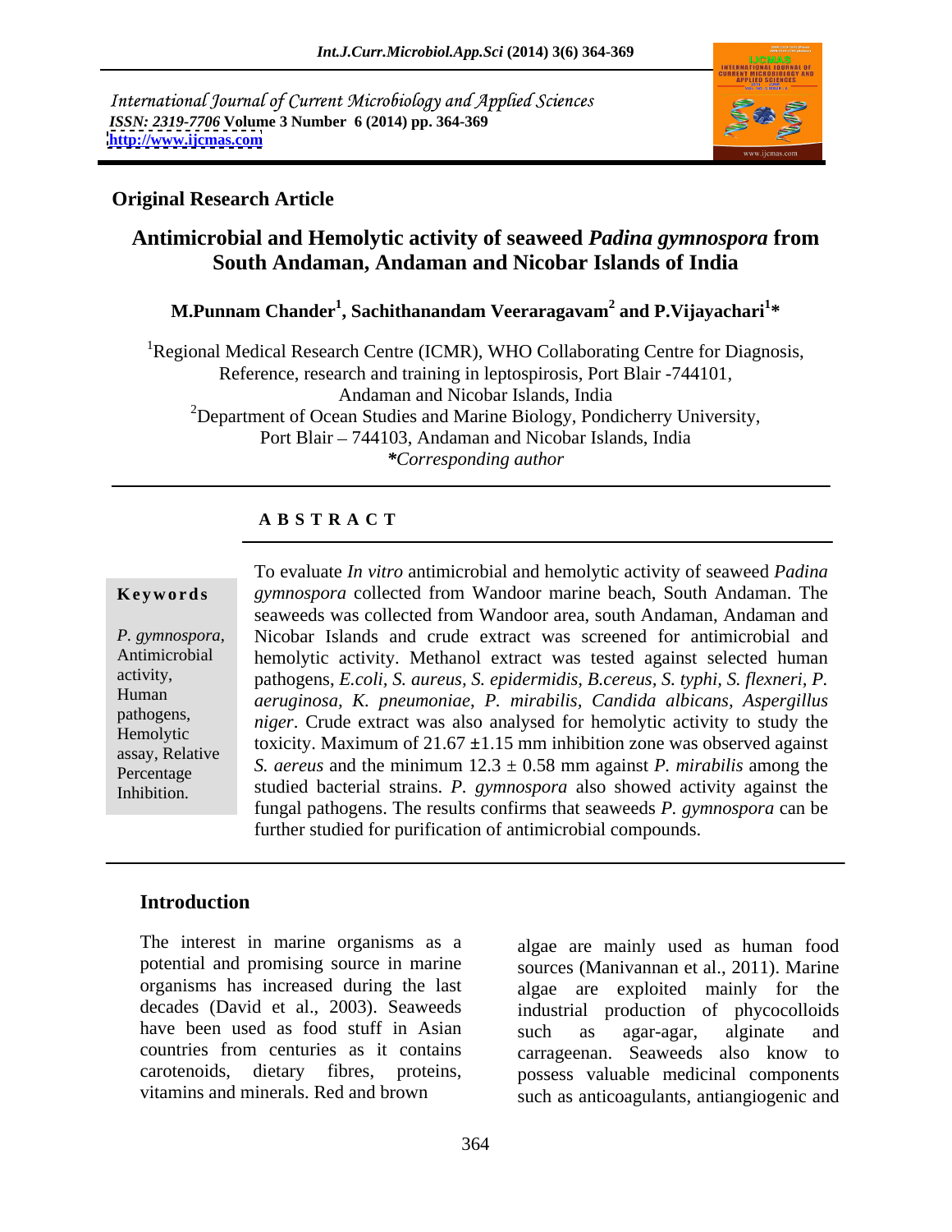International Journal of Current Microbiology and Applied Sciences
*ISSN: 2319-7706* **Volume 3 Number 6 (2014) pp. 364-369**
**http://www.ijcmas.com**

**Original Research Article**

# Antimicrobial and Hemolytic activity of seaweed *Padina gymnospora* from South Andaman, Andaman and Nicobar Islands of India

**M.Punnam Chander[1], Sachithanandam Veeraragavam[2] and P.Vijayachari[1]***

[1]Regional Medical Research Centre (ICMR), WHO Collaborating Centre for Diagnosis, Reference, research and training in leptospirosis, Port Blair -744101, Andaman and Nicobar Islands, India
[2]Department of Ocean Studies and Marine Biology, Pondicherry University, Port Blair – 744103, Andaman and Nicobar Islands, India
*\*Corresponding author*

**A B S T R A C T**

**Keywords**

*P. gymnospora*, Antimicrobial activity, Human pathogens, Hemolytic assay, Relative Percentage Inhibition.

To evaluate *In vitro* antimicrobial and hemolytic activity of seaweed *Padina gymnospora* collected from Wandoor marine beach, South Andaman. The seaweeds was collected from Wandoor area, south Andaman, Andaman and Nicobar Islands and crude extract was screened for antimicrobial and hemolytic activity. Methanol extract was tested against selected human pathogens, *E.coli, S. aureus, S. epidermidis, B.cereus, S. typhi, S. flexneri, P. aeruginosa, K. pneumoniae, P. mirabilis, Candida albicans, Aspergillus niger*. Crude extract was also analysed for hemolytic activity to study the toxicity. Maximum of 21.67 ±1.15 mm inhibition zone was observed against *S. aereus* and the minimum 12.3 ± 0.58 mm against *P. mirabilis* among the studied bacterial strains. *P. gymnospora* also showed activity against the fungal pathogens. The results confirms that seaweeds *P. gymnospora* can be further studied for purification of antimicrobial compounds.

## Introduction

The interest in marine organisms as a potential and promising source in marine organisms has increased during the last decades (David et al., 2003). Seaweeds have been used as food stuff in Asian countries from centuries as it contains carotenoids, dietary fibres, proteins, vitamins and minerals. Red and brown algae are mainly used as human food sources (Manivannan et al., 2011). Marine algae are exploited mainly for the industrial production of phycocolloids such as agar-agar, alginate and carrageenan. Seaweeds also know to possess valuable medicinal components such as anticoagulants, antiangiogenic and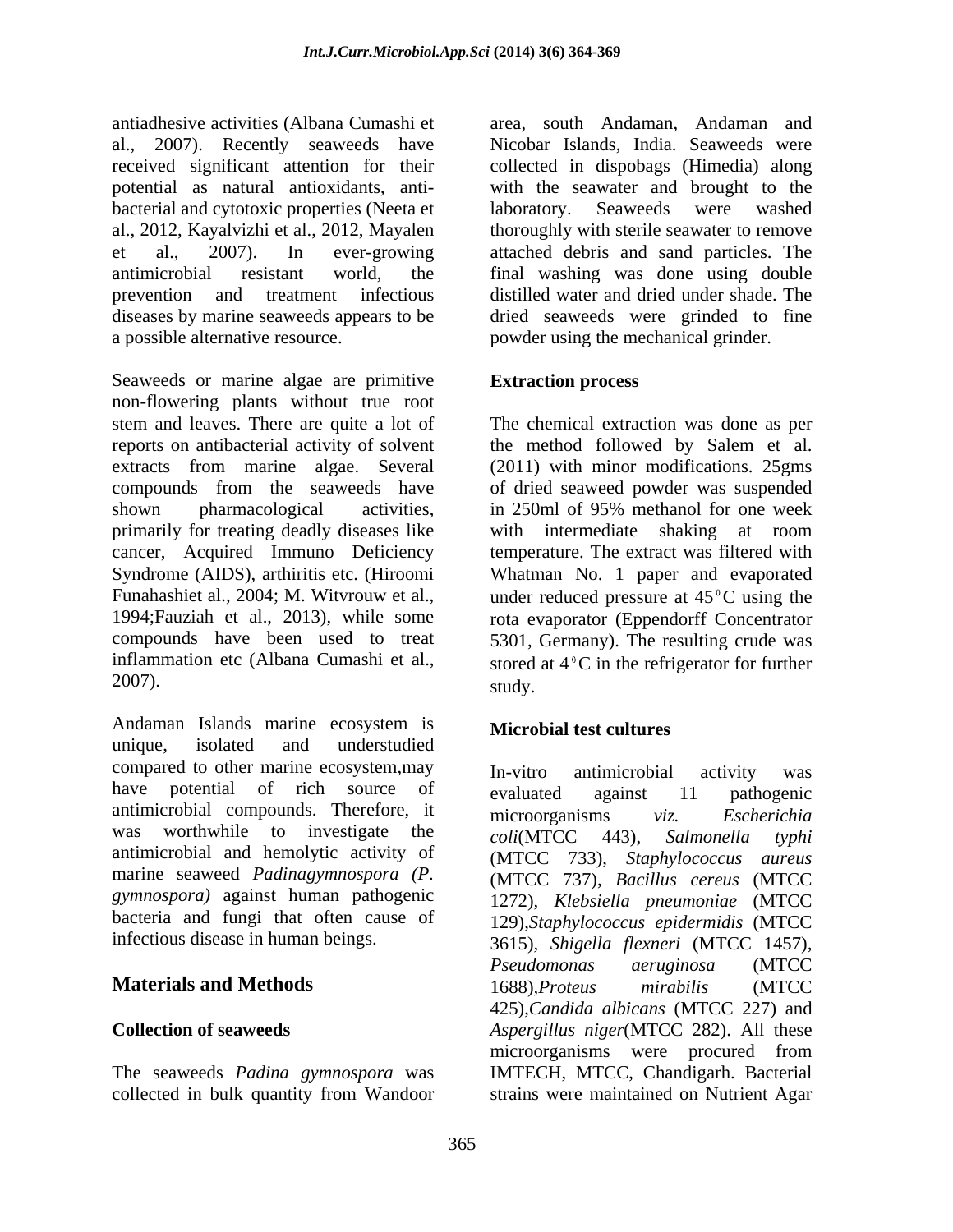antiadhesive activities (Albana Cumashi et al., 2007). Recently seaweeds have received significant attention for their potential as natural antioxidants, anti-bacterial and cytotoxic properties (Neeta et al., 2012, Kayalvizhi et al., 2012, Mayalen et al., 2007). In ever-growing antimicrobial resistant world, the prevention and treatment infectious diseases by marine seaweeds appears to be a possible alternative resource.

Seaweeds or marine algae are primitive non-flowering plants without true root stem and leaves. There are quite a lot of reports on antibacterial activity of solvent extracts from marine algae. Several compounds from the seaweeds have shown pharmacological activities, primarily for treating deadly diseases like cancer, Acquired Immuno Deficiency Syndrome (AIDS), arthiritis etc. (Hiroomi Funahashiet al., 2004; M. Witvrouw et al., 1994;Fauziah et al., 2013), while some compounds have been used to treat inflammation etc (Albana Cumashi et al., 2007).

Andaman Islands marine ecosystem is unique, isolated and understudied compared to other marine ecosystem,may have potential of rich source of antimicrobial compounds. Therefore, it was worthwhile to investigate the antimicrobial and hemolytic activity of marine seaweed *Padinagymnospora (P. gymnospora)* against human pathogenic bacteria and fungi that often cause of infectious disease in human beings.

## Materials and Methods

### Collection of seaweeds

The seaweeds *Padina gymnospora* was collected in bulk quantity from Wandoor area, south Andaman, Andaman and Nicobar Islands, India. Seaweeds were collected in dispobags (Himedia) along with the seawater and brought to the laboratory. Seaweeds were washed thoroughly with sterile seawater to remove attached debris and sand particles. The final washing was done using double distilled water and dried under shade. The dried seaweeds were grinded to fine powder using the mechanical grinder.

### Extraction process

The chemical extraction was done as per the method followed by Salem et al. (2011) with minor modifications. 25gms of dried seaweed powder was suspended in 250ml of 95% methanol for one week with intermediate shaking at room temperature. The extract was filtered with Whatman No. 1 paper and evaporated under reduced pressure at 45$^{0}$C using the rota evaporator (Eppendorff Concentrator 5301, Germany). The resulting crude was stored at 4$^{0}$C in the refrigerator for further study.

### Microbial test cultures

In-vitro antimicrobial activity was evaluated against 11 pathogenic microorganisms *viz. Escherichia coli*(MTCC 443), *Salmonella typhi* (MTCC 733), *Staphylococcus aureus* (MTCC 737), *Bacillus cereus* (MTCC 1272), *Klebsiella pneumoniae* (MTCC 129),*Staphylococcus epidermidis* (MTCC 3615), *Shigella flexneri* (MTCC 1457), *Pseudomonas aeruginosa* (MTCC 1688),*Proteus mirabilis* (MTCC 425),*Candida albicans* (MTCC 227) and *Aspergillus niger*(MTCC 282). All these microorganisms were procured from IMTECH, MTCC, Chandigarh. Bacterial strains were maintained on Nutrient Agar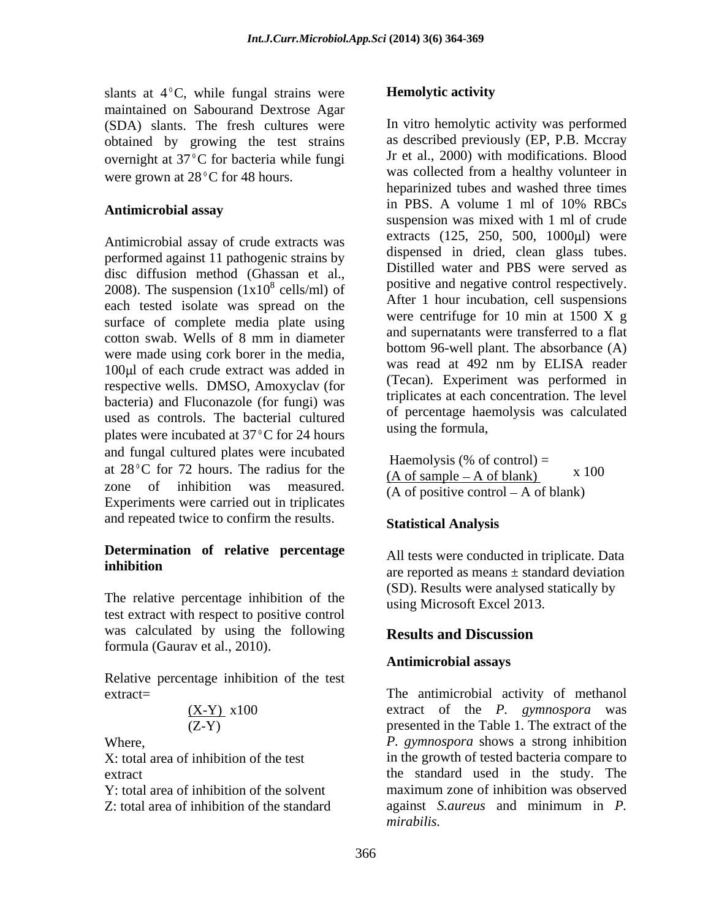slants at 4°C, while fungal strains were maintained on Sabourand Dextrose Agar (SDA) slants. The fresh cultures were obtained by growing the test strains overnight at 37°C for bacteria while fungi were grown at 28°C for 48 hours.

### Antimicrobial assay

Antimicrobial assay of crude extracts was performed against 11 pathogenic strains by disc diffusion method (Ghassan et al., 2008). The suspension ($1 \times 10^8$ cells/ml) of each tested isolate was spread on the surface of complete media plate using cotton swab. Wells of 8 mm in diameter were made using cork borer in the media, 100μl of each crude extract was added in respective wells. DMSO, Amoxyclav (for bacteria) and Fluconazole (for fungi) was used as controls. The bacterial cultured plates were incubated at 37°C for 24 hours and fungal cultured plates were incubated at 28°C for 72 hours. The radius for the zone of inhibition was measured. Experiments were carried out in triplicates and repeated twice to confirm the results.

### Determination of relative percentage inhibition

The relative percentage inhibition of the test extract with respect to positive control was calculated by using the following formula (Gaurav et al., 2010).

Relative percentage inhibition of the test extract=

$$\frac{(X-Y)}{(Z-Y)} \times 100$$

Where,

X: total area of inhibition of the test extract

Y: total area of inhibition of the solvent

Z: total area of inhibition of the standard

### Hemolytic activity

In vitro hemolytic activity was performed as described previously (EP, P.B. Mccray Jr et al., 2000) with modifications. Blood was collected from a healthy volunteer in heparinized tubes and washed three times in PBS. A volume 1 ml of 10% RBCs suspension was mixed with 1 ml of crude extracts (125, 250, 500, 1000μl) were dispensed in dried, clean glass tubes. Distilled water and PBS were served as positive and negative control respectively. After 1 hour incubation, cell suspensions were centrifuge for 10 min at 1500 X g and supernatants were transferred to a flat bottom 96-well plant. The absorbance (A) was read at 492 nm by ELISA reader (Tecan). Experiment was performed in triplicates at each concentration. The level of percentage haemolysis was calculated using the formula,

$$\text{Haemolysis (\% of control)} = \frac{(\text{A of sample} - \text{A of blank})}{(\text{A of positive control} - \text{A of blank})} \times 100$$

### Statistical Analysis

All tests were conducted in triplicate. Data are reported as means ± standard deviation (SD). Results were analysed statically by using Microsoft Excel 2013.

## Results and Discussion

### Antimicrobial assays

The antimicrobial activity of methanol extract of the *P. gymnospora* was presented in the Table 1. The extract of the *P. gymnospora* shows a strong inhibition in the growth of tested bacteria compare to the standard used in the study. The maximum zone of inhibition was observed against *S.aureus* and minimum in *P. mirabilis*.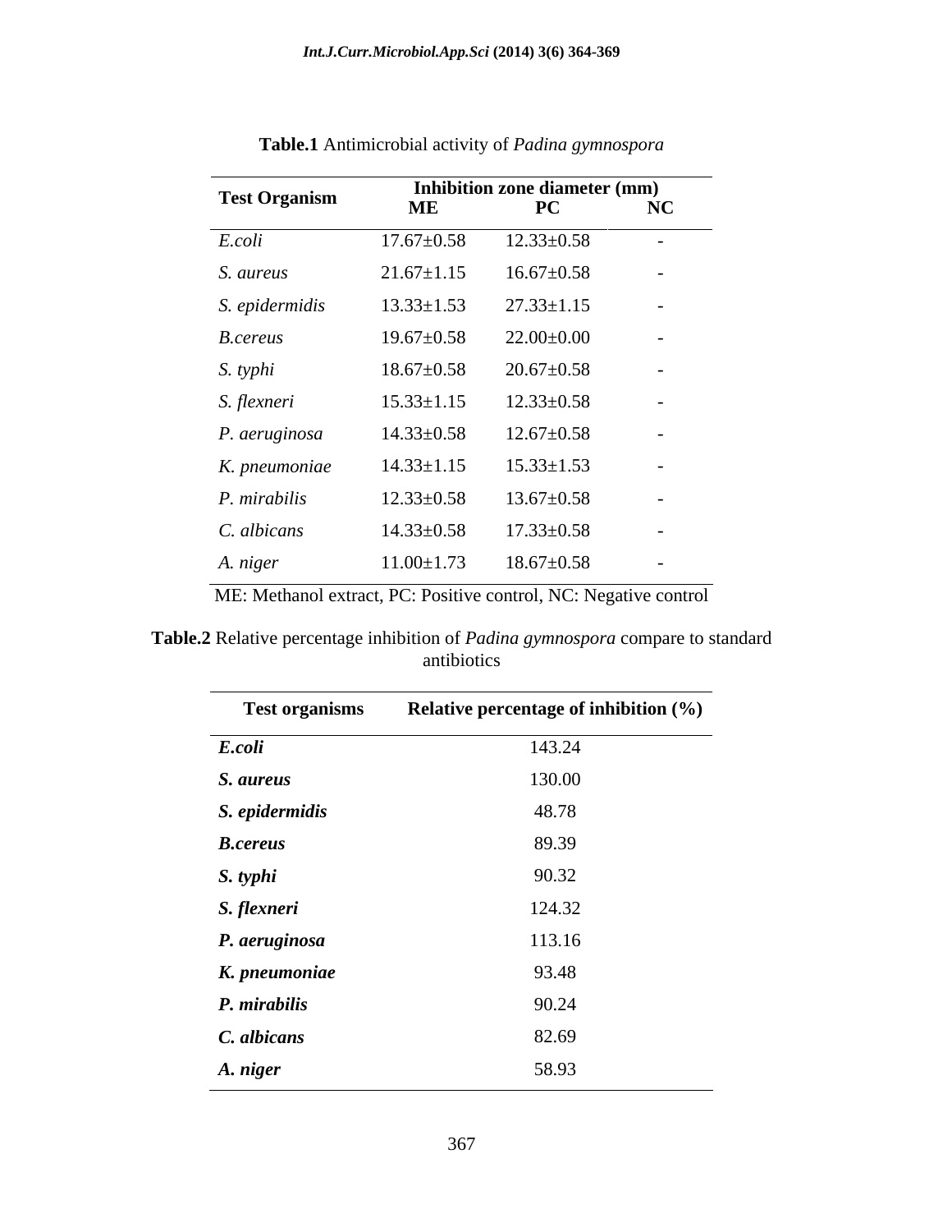**Table.1** Antimicrobial activity of *Padina gymnospora*

| Test Organism | Inhibition zone diameter (mm) | | |
|---|---|---|---|
| | ME | PC | NC |
| *E.coli* | 17.67±0.58 | 12.33±0.58 | - |
| *S. aureus* | 21.67±1.15 | 16.67±0.58 | - |
| *S. epidermidis* | 13.33±1.53 | 27.33±1.15 | - |
| *B.cereus* | 19.67±0.58 | 22.00±0.00 | - |
| *S. typhi* | 18.67±0.58 | 20.67±0.58 | - |
| *S. flexneri* | 15.33±1.15 | 12.33±0.58 | - |
| *P. aeruginosa* | 14.33±0.58 | 12.67±0.58 | - |
| *K. pneumoniae* | 14.33±1.15 | 15.33±1.53 | - |
| *P. mirabilis* | 12.33±0.58 | 13.67±0.58 | - |
| *C. albicans* | 14.33±0.58 | 17.33±0.58 | - |
| *A. niger* | 11.00±1.73 | 18.67±0.58 | - |

ME: Methanol extract, PC: Positive control, NC: Negative control

**Table.2** Relative percentage inhibition of *Padina gymnospora* compare to standard antibiotics

| Test organisms | Relative percentage of inhibition (%) |
|---|---|
| ***E.coli*** | 143.24 |
| ***S. aureus*** | 130.00 |
| ***S. epidermidis*** | 48.78 |
| ***B.cereus*** | 89.39 |
| ***S. typhi*** | 90.32 |
| ***S. flexneri*** | 124.32 |
| ***P. aeruginosa*** | 113.16 |
| ***K. pneumoniae*** | 93.48 |
| ***P. mirabilis*** | 90.24 |
| ***C. albicans*** | 82.69 |
| ***A. niger*** | 58.93 |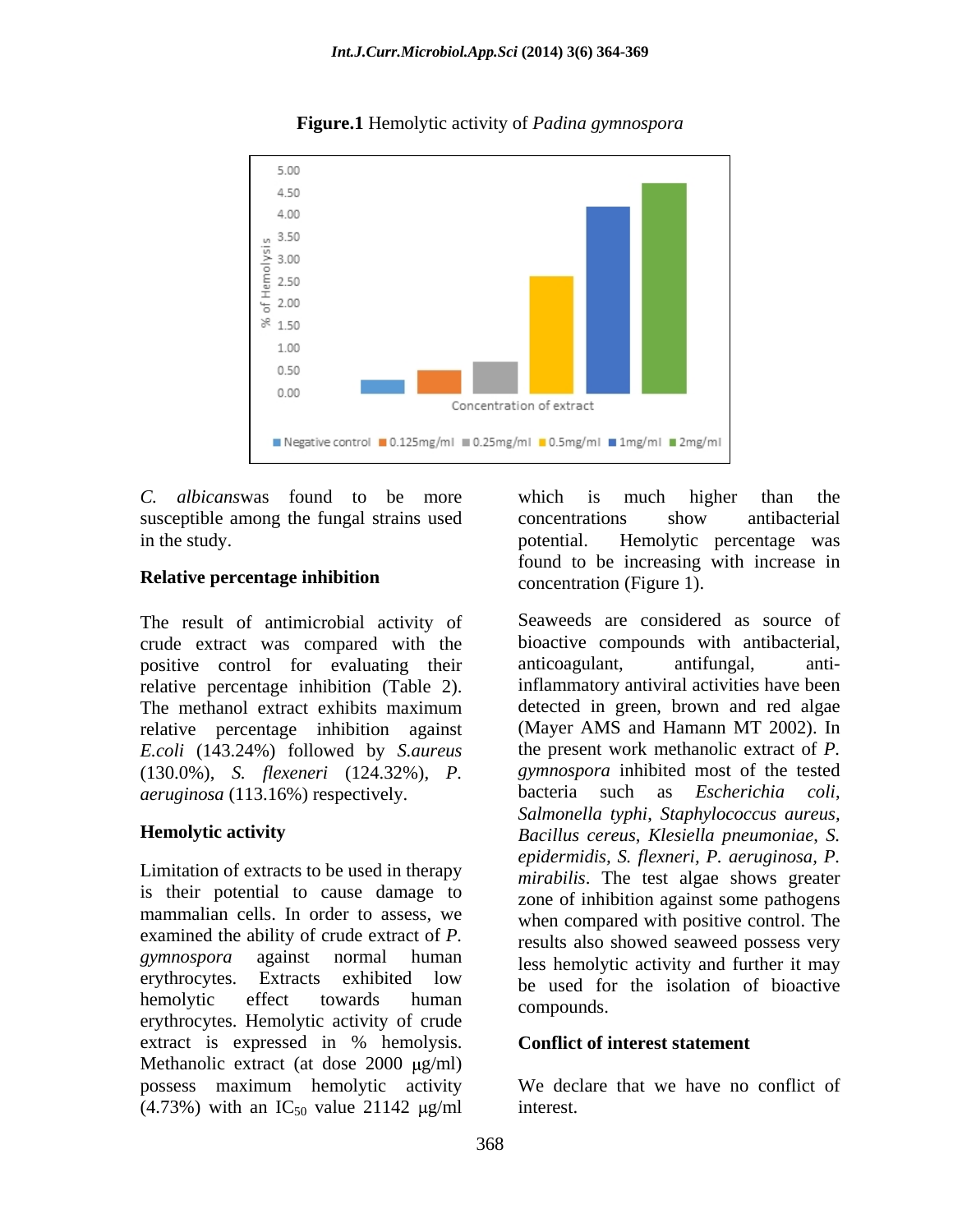**Figure.1** Hemolytic activity of *Padina gymnospora*

*C. albicans*was found to be more susceptible among the fungal strains used in the study.

**Relative percentage inhibition**

The result of antimicrobial activity of crude extract was compared with the positive control for evaluating their relative percentage inhibition (Table 2). The methanol extract exhibits maximum relative percentage inhibition against *E.coli* (143.24%) followed by *S.aureus* (130.0%), *S. flexeneri* (124.32%), *P. aeruginosa* (113.16%) respectively.

**Hemolytic activity**

Limitation of extracts to be used in therapy is their potential to cause damage to mammalian cells. In order to assess, we examined the ability of crude extract of *P. gymnospora* against normal human erythrocytes. Extracts exhibited low hemolytic effect towards human erythrocytes. Hemolytic activity of crude extract is expressed in % hemolysis. Methanolic extract (at dose 2000 μg/ml) possess maximum hemolytic activity (4.73%) with an $IC_{50}$ value 21142 μg/ml which is much higher than the concentrations show antibacterial potential. Hemolytic percentage was found to be increasing with increase in concentration (Figure 1).

Seaweeds are considered as source of bioactive compounds with antibacterial, anticoagulant, antifungal, anti-inflammatory antiviral activities have been detected in green, brown and red algae (Mayer AMS and Hamann MT 2002). In the present work methanolic extract of *P. gymnospora* inhibited most of the tested bacteria such as *Escherichia coli*, *Salmonella typhi*, *Staphylococcus aureus*, *Bacillus cereus*, *Klesiella pneumoniae*, *S. epidermidis*, *S. flexneri*, *P. aeruginosa*, *P. mirabilis*. The test algae shows greater zone of inhibition against some pathogens when compared with positive control. The results also showed seaweed possess very less hemolytic activity and further it may be used for the isolation of bioactive compounds.

**Conflict of interest statement**

We declare that we have no conflict of interest.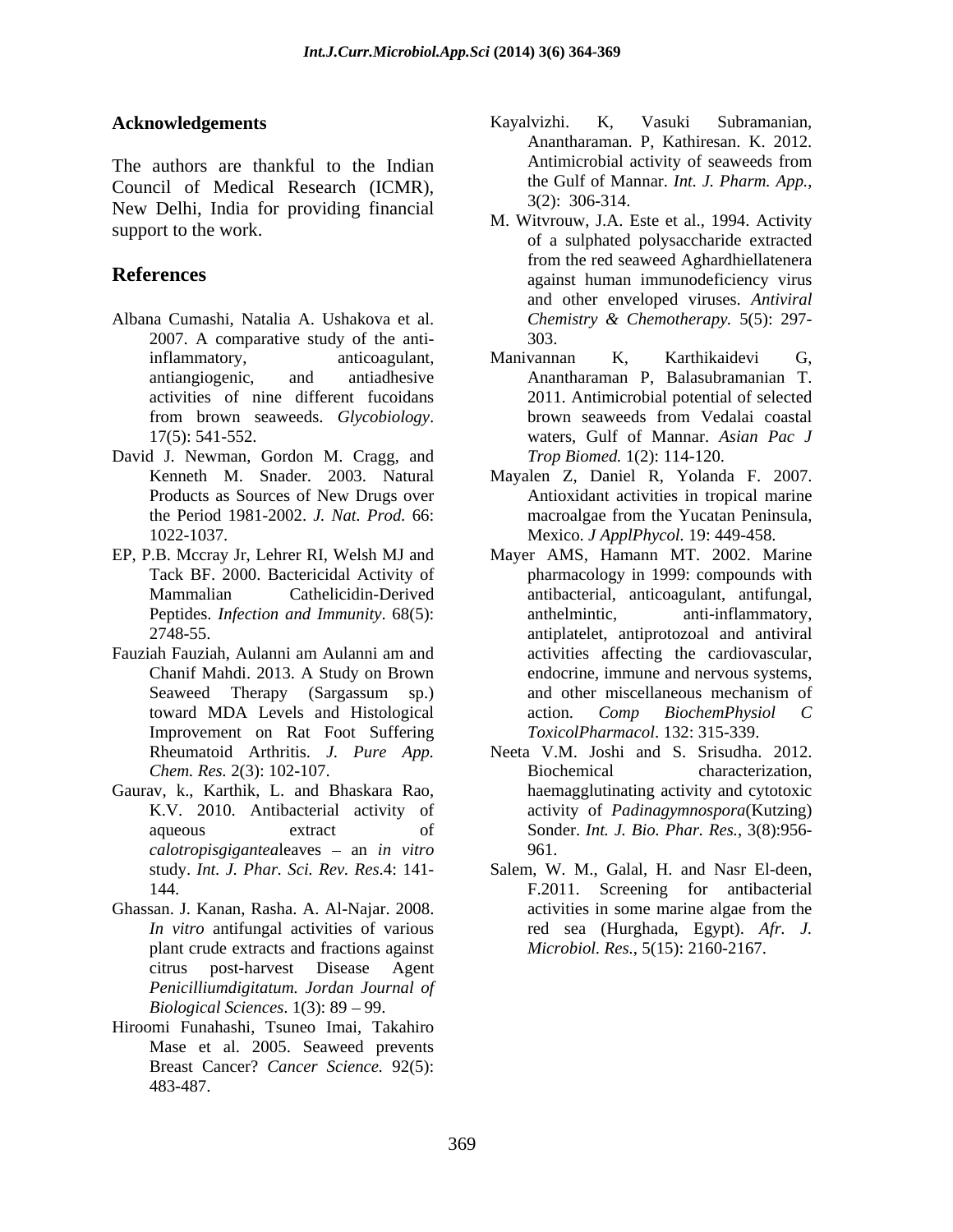## Acknowledgements

The authors are thankful to the Indian Council of Medical Research (ICMR), New Delhi, India for providing financial support to the work.

## References

Albana Cumashi, Natalia A. Ushakova et al. 2007. A comparative study of the anti-inflammatory, anticoagulant, antiangiogenic, and antiadhesive activities of nine different fucoidans from brown seaweeds. *Glycobiology*. 17(5): 541-552.

David J. Newman, Gordon M. Cragg, and Kenneth M. Snader. 2003. Natural Products as Sources of New Drugs over the Period 1981-2002. *J. Nat. Prod.* 66: 1022-1037.

EP, P.B. Mccray Jr, Lehrer RI, Welsh MJ and Tack BF. 2000. Bactericidal Activity of Mammalian Cathelicidin-Derived Peptides. *Infection and Immunity*. 68(5): 2748-55.

Fauziah Fauziah, Aulanni am Aulanni am and Chanif Mahdi. 2013. A Study on Brown Seaweed Therapy (Sargassum sp.) toward MDA Levels and Histological Improvement on Rat Foot Suffering Rheumatoid Arthritis. *J. Pure App. Chem. Res.* 2(3): 102-107.

Gaurav, k., Karthik, L. and Bhaskara Rao, K.V. 2010. Antibacterial activity of aqueous extract of *calotropisgigantea*leaves – an *in vitro* study. *Int. J. Phar. Sci. Rev. Res*.4: 141-144.

Ghassan. J. Kanan, Rasha. A. Al-Najar. 2008. *In vitro* antifungal activities of various plant crude extracts and fractions against citrus post-harvest Disease Agent *Penicilliumdigitatum. Jordan Journal of Biological Sciences*. 1(3): 89 – 99.

Hiroomi Funahashi, Tsuneo Imai, Takahiro Mase et al. 2005. Seaweed prevents Breast Cancer? *Cancer Science.* 92(5): 483-487.

Kayalvizhi. K, Vasuki Subramanian, Anantharaman. P, Kathiresan. K. 2012. Antimicrobial activity of seaweeds from the Gulf of Mannar. *Int. J. Pharm. App.*, 3(2): 306-314.

M. Witvrouw, J.A. Este et al., 1994. Activity of a sulphated polysaccharide extracted from the red seaweed Aghardhiellatenera against human immunodeficiency virus and other enveloped viruses. *Antiviral Chemistry & Chemotherapy.* 5(5): 297-303.

Manivannan K, Karthikaidevi G, Anantharaman P, Balasubramanian T. 2011. Antimicrobial potential of selected brown seaweeds from Vedalai coastal waters, Gulf of Mannar. *Asian Pac J Trop Biomed.* 1(2): 114-120.

Mayalen Z, Daniel R, Yolanda F. 2007. Antioxidant activities in tropical marine macroalgae from the Yucatan Peninsula, Mexico. *J ApplPhycol.* 19: 449-458.

Mayer AMS, Hamann MT. 2002. Marine pharmacology in 1999: compounds with antibacterial, anticoagulant, antifungal, anthelmintic, anti-inflammatory, antiplatelet, antiprotozoal and antiviral activities affecting the cardiovascular, endocrine, immune and nervous systems, and other miscellaneous mechanism of action. *Comp BiochemPhysiol C ToxicolPharmacol*. 132: 315-339.

Neeta V.M. Joshi and S. Srisudha. 2012. Biochemical characterization, haemagglutinating activity and cytotoxic activity of *Padinagymnospora*(Kutzing) Sonder. *Int. J. Bio. Phar. Res.*, 3(8):956-961.

Salem, W. M., Galal, H. and Nasr El-deen, F.2011. Screening for antibacterial activities in some marine algae from the red sea (Hurghada, Egypt). *Afr. J. Microbiol. Res.*, 5(15): 2160-2167.